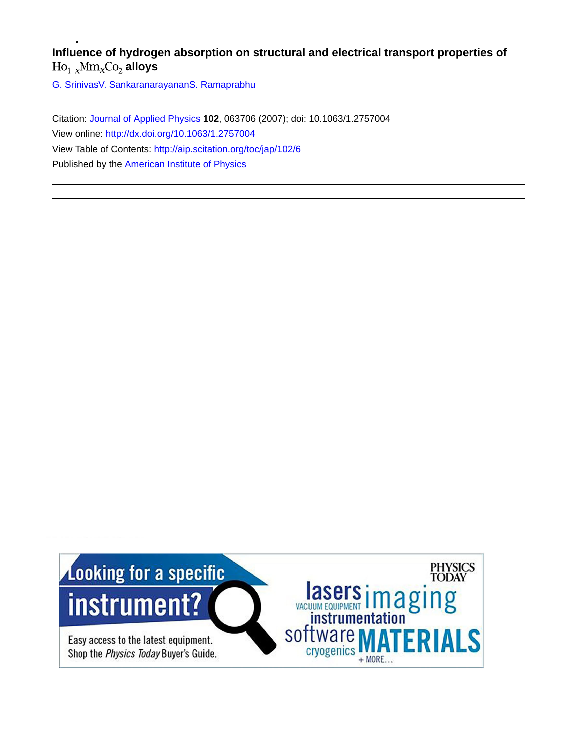# Influence of hydrogen absorption on structural and electrical transport properties of $Ho_{1-x}Mm_xCo_2$ alloys

G. SrinivasV. SankaranarayananS. Ramaprabhu

Citation: Journal of Applied Physics **102**, 063706 (2007); doi: 10.1063/1.2757004

View online: http://dx.doi.org/10.1063/1.2757004

View Table of Contents: http://aip.scitation.org/toc/jap/102/6

Published by the American Institute of Physics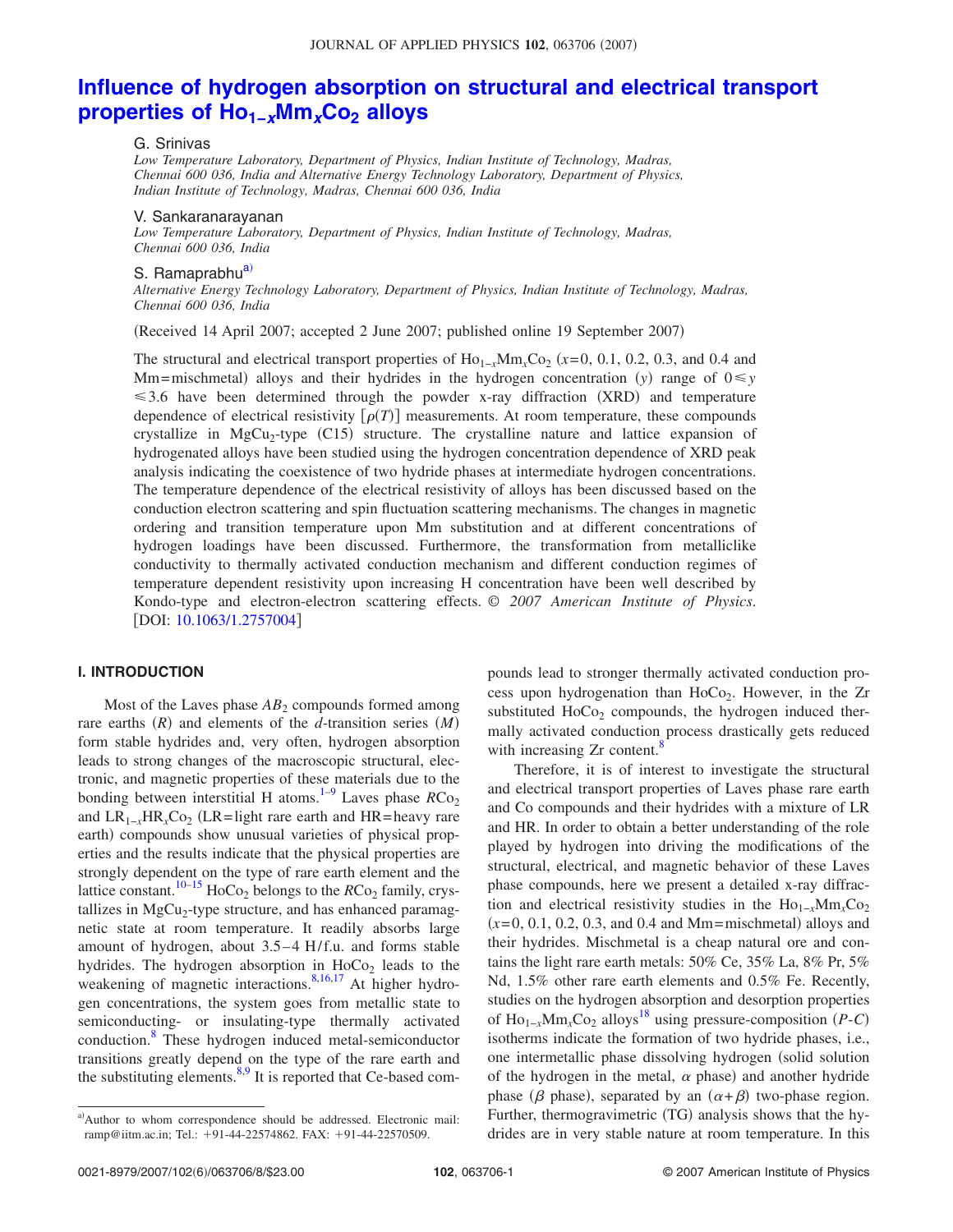# Influence of hydrogen absorption on structural and electrical transport properties of $Ho_{1-x}Mm_xCo_2$ alloys

G. Srinivas

*Low Temperature Laboratory, Department of Physics, Indian Institute of Technology, Madras, Chennai 600 036, India and Alternative Energy Technology Laboratory, Department of Physics, Indian Institute of Technology, Madras, Chennai 600 036, India*

V. Sankaranarayanan

*Low Temperature Laboratory, Department of Physics, Indian Institute of Technology, Madras, Chennai 600 036, India*

S. Ramaprabhu[a]

*Alternative Energy Technology Laboratory, Department of Physics, Indian Institute of Technology, Madras, Chennai 600 036, India*

(Received 14 April 2007; accepted 2 June 2007; published online 19 September 2007)

The structural and electrical transport properties of $Ho_{1-x}Mm_xCo_2$ ($x$=0, 0.1, 0.2, 0.3, and 0.4 and Mm=mischmetal) alloys and their hydrides in the hydrogen concentration ($y$) range of $0 \leq y \leq 3.6$ have been determined through the powder x-ray diffraction (XRD) and temperature dependence of electrical resistivity $[\rho(T)]$ measurements. At room temperature, these compounds crystallize in $MgCu_2$-type (C15) structure. The crystalline nature and lattice expansion of hydrogenated alloys have been studied using the hydrogen concentration dependence of XRD peak analysis indicating the coexistence of two hydride phases at intermediate hydrogen concentrations. The temperature dependence of the electrical resistivity of alloys has been discussed based on the conduction electron scattering and spin fluctuation scattering mechanisms. The changes in magnetic ordering and transition temperature upon Mm substitution and at different concentrations of hydrogen loadings have been discussed. Furthermore, the transformation from metalliclike conductivity to thermally activated conduction mechanism and different conduction regimes of temperature dependent resistivity upon increasing H concentration have been well described by Kondo-type and electron-electron scattering effects. © *2007 American Institute of Physics*. [DOI: 10.1063/1.2757004]

## I. INTRODUCTION

Most of the Laves phase $AB_2$ compounds formed among rare earths ($R$) and elements of the $d$-transition series ($M$) form stable hydrides and, very often, hydrogen absorption leads to strong changes of the macroscopic structural, electronic, and magnetic properties of these materials due to the bonding between interstitial H atoms.[1–9] Laves phase $RCo_2$ and $LR_{1-x}HR_xCo_2$ (LR=light rare earth and HR=heavy rare earth) compounds show unusual varieties of physical properties and the results indicate that the physical properties are strongly dependent on the type of rare earth element and the lattice constant.[10–15] $HoCo_2$ belongs to the $RCo_2$ family, crystallizes in $MgCu_2$-type structure, and has enhanced paramagnetic state at room temperature. It readily absorbs large amount of hydrogen, about 3.5–4 H/f.u. and forms stable hydrides. The hydrogen absorption in $HoCo_2$ leads to the weakening of magnetic interactions.[8,16,17] At higher hydrogen concentrations, the system goes from metallic state to semiconducting- or insulating-type thermally activated conduction.[8] These hydrogen induced metal-semiconductor transitions greatly depend on the type of the rare earth and the substituting elements.[8,9] It is reported that Ce-based compounds lead to stronger thermally activated conduction process upon hydrogenation than $HoCo_2$. However, in the Zr substituted $HoCo_2$ compounds, the hydrogen induced thermally activated conduction process drastically gets reduced with increasing Zr content.[8]

Therefore, it is of interest to investigate the structural and electrical transport properties of Laves phase rare earth and Co compounds and their hydrides with a mixture of LR and HR. In order to obtain a better understanding of the role played by hydrogen into driving the modifications of the structural, electrical, and magnetic behavior of these Laves phase compounds, here we present a detailed x-ray diffraction and electrical resistivity studies in the $Ho_{1-x}Mm_xCo_2$ ($x$=0, 0.1, 0.2, 0.3, and 0.4 and Mm=mischmetal) alloys and their hydrides. Mischmetal is a cheap natural ore and contains the light rare earth metals: 50% Ce, 35% La, 8% Pr, 5% Nd, 1.5% other rare earth elements and 0.5% Fe. Recently, studies on the hydrogen absorption and desorption properties of $Ho_{1-x}Mm_xCo_2$ alloys[18] using pressure-composition ($P$-$C$) isotherms indicate the formation of two hydride phases, i.e., one intermetallic phase dissolving hydrogen (solid solution of the hydrogen in the metal, $\alpha$ phase) and another hydride phase ($\beta$ phase), separated by an ($\alpha+\beta$) two-phase region. Further, thermogravimetric (TG) analysis shows that the hydrides are in very stable nature at room temperature. In this

[a]Author to whom correspondence should be addressed. Electronic mail: ramp@iitm.ac.in; Tel.: +91-44-22574862. FAX: +91-44-22570509.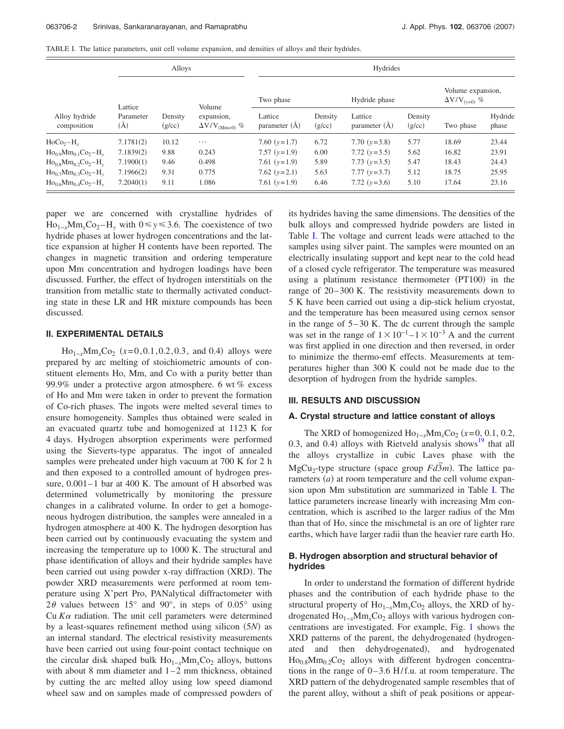TABLE I. The lattice parameters, unit cell volume expansion, and densities of alloys and their hydrides.

| Alloy hydride composition | Alloys | | | Hydrides | | | | | |
|---|---|---|---|---|---|---|---|---|---|
| | | | | Two phase | | Hydride phase | | Volume expansion, $\Delta V/V_{(y=0)}$ % | |
| | Lattice Parameter (Å) | Density (g/cc) | Volume expansion, $\Delta V/V_{(Mm=0)}$ % | Lattice parameter (Å) | Density (g/cc) | Lattice parameter (Å) | Density (g/cc) | Two phase | Hydride phase |
| $HoCo_2-H_y$ | 7.1781(2) | 10.12 | ⋯ | 7.60 ($y$=1.7) | 6.72 | 7.70 ($y$=3.8) | 5.77 | 18.69 | 23.44 |
| $Ho_{0.9}Mm_{0.1}Co_2-H_y$ | 7.1839(2) | 9.88 | 0.243 | 7.57 ($y$=1.9) | 6.00 | 7.72 ($y$=3.5) | 5.62 | 16.82 | 23.91 |
| $Ho_{0.8}Mm_{0.2}Co_2-H_y$ | 7.1900(1) | 9.46 | 0.498 | 7.61 ($y$=1.9) | 5.89 | 7.73 ($y$=3.5) | 5.47 | 18.43 | 24.43 |
| $Ho_{0.7}Mm_{0.3}Co_2-H_y$ | 7.1966(2) | 9.31 | 0.775 | 7.62 ($y$=2.1) | 5.63 | 7.77 ($y$=3.7) | 5.12 | 18.75 | 25.95 |
| $Ho_{0.6}Mm_{0.4}Co_2-H_y$ | 7.2040(1) | 9.11 | 1.086 | 7.61 ($y$=1.9) | 6.46 | 7.72 ($y$=3.6) | 5.10 | 17.64 | 23.16 |

paper we are concerned with crystalline hydrides of $Ho_{1-x}Mm_xCo_2-H_y$ with $0 \leq y \leq 3.6$. The coexistence of two hydride phases at lower hydrogen concentrations and the lattice expansion at higher H contents have been reported. The changes in magnetic transition and ordering temperature upon Mm concentration and hydrogen loadings have been discussed. Further, the effect of hydrogen interstitials on the transition from metallic state to thermally activated conducting state in these LR and HR mixture compounds has been discussed.

## II. EXPERIMENTAL DETAILS

$Ho_{1-x}Mm_xCo_2$ ($x$=0,0.1,0.2,0.3, and 0.4) alloys were prepared by arc melting of stoichiometric amounts of constituent elements Ho, Mm, and Co with a purity better than 99.9% under a protective argon atmosphere. 6 wt % excess of Ho and Mm were taken in order to prevent the formation of Co-rich phases. The ingots were melted several times to ensure homogeneity. Samples thus obtained were sealed in an evacuated quartz tube and homogenized at 1123 K for 4 days. Hydrogen absorption experiments were performed using the Sieverts-type apparatus. The ingot of annealed samples were preheated under high vacuum at 700 K for 2 h and then exposed to a controlled amount of hydrogen pressure, 0.001–1 bar at 400 K. The amount of H absorbed was determined volumetrically by monitoring the pressure changes in a calibrated volume. In order to get a homogeneous hydrogen distribution, the samples were annealed in a hydrogen atmosphere at 400 K. The hydrogen desorption has been carried out by continuously evacuating the system and increasing the temperature up to 1000 K. The structural and phase identification of alloys and their hydride samples have been carried out using powder x-ray diffraction (XRD). The powder XRD measurements were performed at room temperature using X'pert Pro, PANalytical diffractometer with $2\theta$ values between 15° and 90°, in steps of 0.05° using Cu $K\alpha$ radiation. The unit cell parameters were determined by a least-squares refinement method using silicon ($5N$) as an internal standard. The electrical resistivity measurements have been carried out using four-point contact technique on the circular disk shaped bulk $Ho_{1-x}Mm_xCo_2$ alloys, buttons with about 8 mm diameter and 1–2 mm thickness, obtained by cutting the arc melted alloy using low speed diamond wheel saw and on samples made of compressed powders of its hydrides having the same dimensions. The densities of the bulk alloys and compressed hydride powders are listed in Table I. The voltage and current leads were attached to the samples using silver paint. The samples were mounted on an electrically insulating support and kept near to the cold head of a closed cycle refrigerator. The temperature was measured using a platinum resistance thermometer (PT100) in the range of 20–300 K. The resistivity measurements down to 5 K have been carried out using a dip-stick helium cryostat, and the temperature has been measured using cernox sensor in the range of 5–30 K. The dc current through the sample was set in the range of $1\times10^{-1}$–$1\times10^{-3}$ A and the current was first applied in one direction and then reversed, in order to minimize the thermo-emf effects. Measurements at temperatures higher than 300 K could not be made due to the desorption of hydrogen from the hydride samples.

## III. RESULTS AND DISCUSSION

### A. Crystal structure and lattice constant of alloys

The XRD of homogenized $Ho_{1-x}Mm_xCo_2$ ($x$=0, 0.1, 0.2, 0.3, and 0.4) alloys with Rietveld analysis shows[19] that all the alloys crystallize in cubic Laves phase with the $MgCu_2$-type structure (space group $Fd\bar{3}m$). The lattice parameters ($a$) at room temperature and the cell volume expansion upon Mm substitution are summarized in Table I. The lattice parameters increase linearly with increasing Mm concentration, which is ascribed to the larger radius of the Mm than that of Ho, since the mischmetal is an ore of lighter rare earths, which have larger radii than the heavier rare earth Ho.

### B. Hydrogen absorption and structural behavior of hydrides

In order to understand the formation of different hydride phases and the contribution of each hydride phase to the structural property of $Ho_{1-x}Mm_xCo_2$ alloys, the XRD of hydrogenated $Ho_{1-x}Mm_xCo_2$ alloys with various hydrogen concentrations are investigated. For example, Fig. 1 shows the XRD patterns of the parent, the dehydrogenated (hydrogenated and then dehydrogenated), and hydrogenated $Ho_{0.8}Mm_{0.2}Co_2$ alloys with different hydrogen concentrations in the range of 0–3.6 H/f.u. at room temperature. The XRD pattern of the dehydrogenated sample resembles that of the parent alloy, without a shift of peak positions or appear-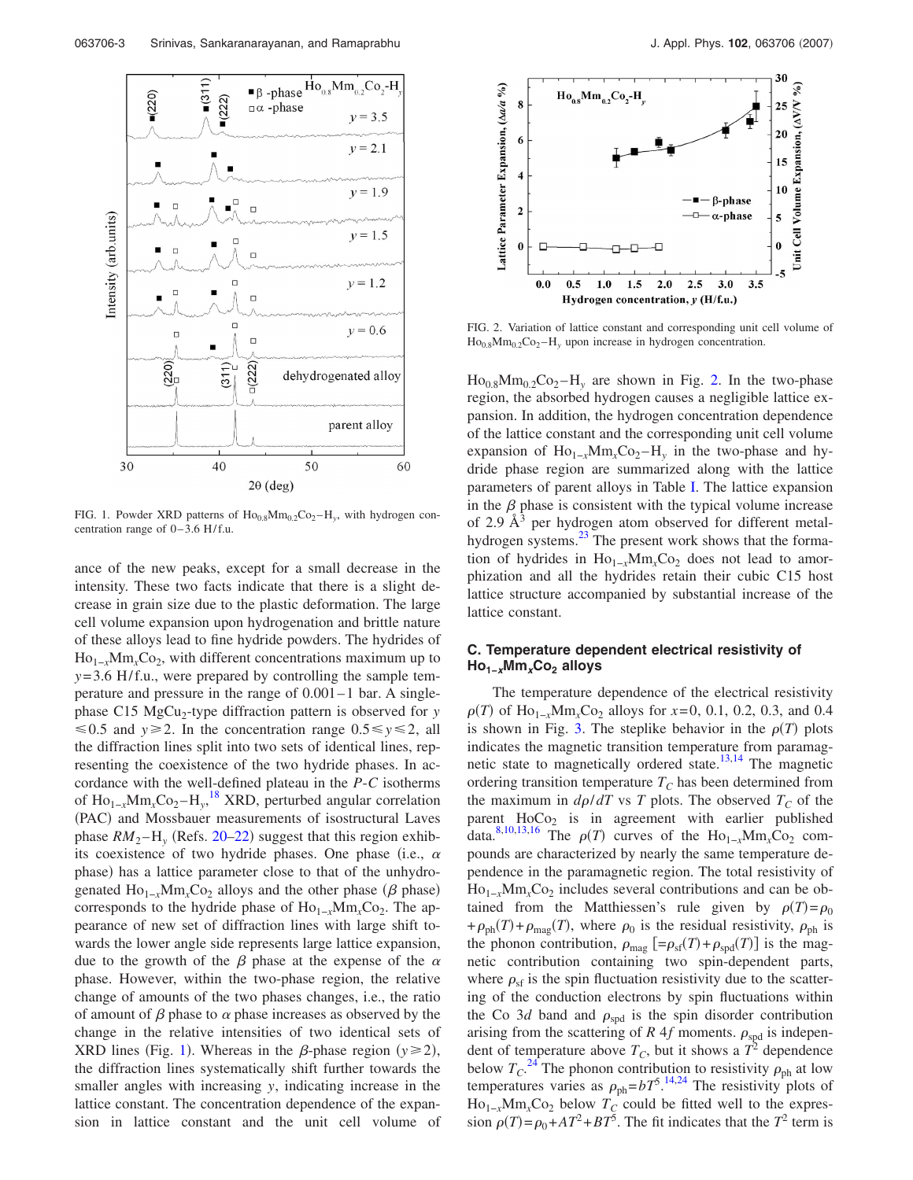FIG. 1. Powder XRD patterns of $Ho_{0.8}Mm_{0.2}Co_2-H_y$, with hydrogen concentration range of 0–3.6 H/f.u.

ance of the new peaks, except for a small decrease in the intensity. These two facts indicate that there is a slight decrease in grain size due to the plastic deformation. The large cell volume expansion upon hydrogenation and brittle nature of these alloys lead to fine hydride powders. The hydrides of $Ho_{1-x}Mm_xCo_2$, with different concentrations maximum up to $y$=3.6 H/f.u., were prepared by controlling the sample temperature and pressure in the range of 0.001–1 bar. A single-phase C15 $MgCu_2$-type diffraction pattern is observed for $y \leq 0.5$ and $y \geq 2$. In the concentration range $0.5 \leq y \leq 2$, all the diffraction lines split into two sets of identical lines, representing the coexistence of the two hydride phases. In accordance with the well-defined plateau in the *P-C* isotherms of $Ho_{1-x}Mm_xCo_2-H_y$,[18] XRD, perturbed angular correlation (PAC) and Mossbauer measurements of isostructural Laves phase $RM_2-H_y$ (Refs. 20–22) suggest that this region exhibits coexistence of two hydride phases. One phase (i.e., $\alpha$ phase) has a lattice parameter close to that of the unhydrogenated $Ho_{1-x}Mm_xCo_2$ alloys and the other phase ($\beta$ phase) corresponds to the hydride phase of $Ho_{1-x}Mm_xCo_2$. The appearance of new set of diffraction lines with large shift towards the lower angle side represents large lattice expansion, due to the growth of the $\beta$ phase at the expense of the $\alpha$ phase. However, within the two-phase region, the relative change of amounts of the two phases changes, i.e., the ratio of amount of $\beta$ phase to $\alpha$ phase increases as observed by the change in the relative intensities of two identical sets of XRD lines (Fig. 1). Whereas in the $\beta$-phase region ($y \geq 2$), the diffraction lines systematically shift further towards the smaller angles with increasing $y$, indicating increase in the lattice constant. The concentration dependence of the expansion in lattice constant and the unit cell volume of $Ho_{0.8}Mm_{0.2}Co_2-H_y$ are shown in Fig. 2. In the two-phase region, the absorbed hydrogen causes a negligible lattice expansion. In addition, the hydrogen concentration dependence of the lattice constant and the corresponding unit cell volume expansion of $Ho_{1-x}Mm_xCo_2-H_y$ in the two-phase and hydride phase region are summarized along with the lattice parameters of parent alloys in Table I. The lattice expansion in the $\beta$ phase is consistent with the typical volume increase of 2.9 $Å^3$ per hydrogen atom observed for different metal-hydrogen systems.[23] The present work shows that the formation of hydrides in $Ho_{1-x}Mm_xCo_2$ does not lead to amorphization and all the hydrides retain their cubic C15 host lattice structure accompanied by substantial increase of the lattice constant.

FIG. 2. Variation of lattice constant and corresponding unit cell volume of $Ho_{0.8}Mm_{0.2}Co_2-H_y$ upon increase in hydrogen concentration.

### C. Temperature dependent electrical resistivity of $Ho_{1-x}Mm_xCo_2$ alloys

The temperature dependence of the electrical resistivity $\rho(T)$ of $Ho_{1-x}Mm_xCo_2$ alloys for $x$=0, 0.1, 0.2, 0.3, and 0.4 is shown in Fig. 3. The steplike behavior in the $\rho(T)$ plots indicates the magnetic transition temperature from paramagnetic state to magnetically ordered state.[13,14] The magnetic ordering transition temperature $T_C$ has been determined from the maximum in $d\rho/dT$ vs $T$ plots. The observed $T_C$ of the parent $HoCo_2$ is in agreement with earlier published data.[8,10,13,16] The $\rho(T)$ curves of the $Ho_{1-x}Mm_xCo_2$ compounds are characterized by nearly the same temperature dependence in the paramagnetic region. The total resistivity of $Ho_{1-x}Mm_xCo_2$ includes several contributions and can be obtained from the Matthiessen's rule given by $\rho(T)=\rho_0+\rho_{ph}(T)+\rho_{mag}(T)$, where $\rho_0$ is the residual resistivity, $\rho_{ph}$ is the phonon contribution, $\rho_{mag}$ $[=\rho_{sf}(T)+\rho_{spd}(T)]$ is the magnetic contribution containing two spin-dependent parts, where $\rho_{sf}$ is the spin fluctuation resistivity due to the scattering of the conduction electrons by spin fluctuations within the Co 3*d* band and $\rho_{spd}$ is the spin disorder contribution arising from the scattering of *R* 4*f* moments. $\rho_{spd}$ is independent of temperature above $T_C$, but it shows a $T^2$ dependence below $T_C$.[24] The phonon contribution to resistivity $\rho_{ph}$ at low temperatures varies as $\rho_{ph}=bT^5$.[14,24] The resistivity plots of $Ho_{1-x}Mm_xCo_2$ below $T_C$ could be fitted well to the expression $\rho(T)=\rho_0+AT^2+BT^5$. The fit indicates that the $T^2$ term is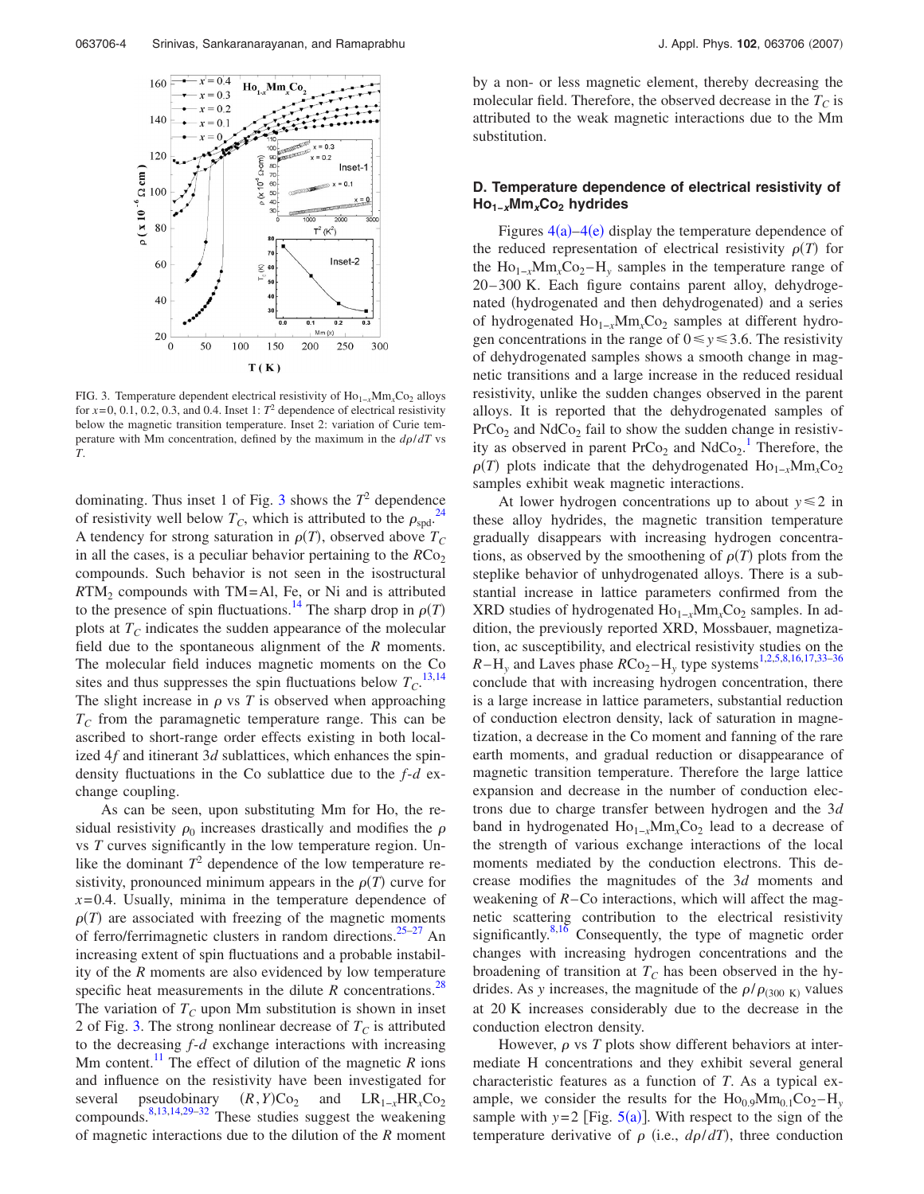FIG. 3. Temperature dependent electrical resistivity of $Ho_{1-x}Mm_xCo_2$ alloys for $x=0$, 0.1, 0.2, 0.3, and 0.4. Inset 1: $T^2$ dependence of electrical resistivity below the magnetic transition temperature. Inset 2: variation of Curie temperature with Mm concentration, defined by the maximum in the $d\rho/dT$ vs $T$.

dominating. Thus inset 1 of Fig. 3 shows the $T^2$ dependence of resistivity well below $T_C$, which is attributed to the $\rho_{spd}$.[24] A tendency for strong saturation in $\rho(T)$, observed above $T_C$ in all the cases, is a peculiar behavior pertaining to the $RCo_2$ compounds. Such behavior is not seen in the isostructural $RTM_2$ compounds with TM=Al, Fe, or Ni and is attributed to the presence of spin fluctuations.[14] The sharp drop in $\rho(T)$ plots at $T_C$ indicates the sudden appearance of the molecular field due to the spontaneous alignment of the $R$ moments. The molecular field induces magnetic moments on the Co sites and thus suppresses the spin fluctuations below $T_C$.[13,14] The slight increase in $\rho$ vs $T$ is observed when approaching $T_C$ from the paramagnetic temperature range. This can be ascribed to short-range order effects existing in both localized $4f$ and itinerant $3d$ sublattices, which enhances the spin-density fluctuations in the Co sublattice due to the $f$-$d$ exchange coupling.

As can be seen, upon substituting Mm for Ho, the residual resistivity $\rho_0$ increases drastically and modifies the $\rho$ vs $T$ curves significantly in the low temperature region. Unlike the dominant $T^2$ dependence of the low temperature resistivity, pronounced minimum appears in the $\rho(T)$ curve for $x=0.4$. Usually, minima in the temperature dependence of $\rho(T)$ are associated with freezing of the magnetic moments of ferro/ferrimagnetic clusters in random directions.[25–27] An increasing extent of spin fluctuations and a probable instability of the $R$ moments are also evidenced by low temperature specific heat measurements in the dilute $R$ concentrations.[28] The variation of $T_C$ upon Mm substitution is shown in inset 2 of Fig. 3. The strong nonlinear decrease of $T_C$ is attributed to the decreasing $f$-$d$ exchange interactions with increasing Mm content.[11] The effect of dilution of the magnetic $R$ ions and influence on the resistivity have been investigated for several pseudobinary $(R,Y)Co_2$ and $LR_{1-x}HR_xCo_2$ compounds.[8,13,14,29–32] These studies suggest the weakening of magnetic interactions due to the dilution of the $R$ moment by a non- or less magnetic element, thereby decreasing the molecular field. Therefore, the observed decrease in the $T_C$ is attributed to the weak magnetic interactions due to the Mm substitution.

### D. Temperature dependence of electrical resistivity of $Ho_{1-x}Mm_xCo_2$ hydrides

Figures 4(a)–4(e) display the temperature dependence of the reduced representation of electrical resistivity $\rho(T)$ for the $Ho_{1-x}Mm_xCo_2$–$H_y$ samples in the temperature range of 20–300 K. Each figure contains parent alloy, dehydrogenated (hydrogenated and then dehydrogenated) and a series of hydrogenated $Ho_{1-x}Mm_xCo_2$ samples at different hydrogen concentrations in the range of $0 \leq y \leq 3.6$. The resistivity of dehydrogenated samples shows a smooth change in magnetic transitions and a large increase in the reduced residual resistivity, unlike the sudden changes observed in the parent alloys. It is reported that the dehydrogenated samples of $PrCo_2$ and $NdCo_2$ fail to show the sudden change in resistivity as observed in parent $PrCo_2$ and $NdCo_2$.[1] Therefore, the $\rho(T)$ plots indicate that the dehydrogenated $Ho_{1-x}Mm_xCo_2$ samples exhibit weak magnetic interactions.

At lower hydrogen concentrations up to about $y \leq 2$ in these alloy hydrides, the magnetic transition temperature gradually disappears with increasing hydrogen concentrations, as observed by the smoothening of $\rho(T)$ plots from the steplike behavior of unhydrogenated alloys. There is a substantial increase in lattice parameters confirmed from the XRD studies of hydrogenated $Ho_{1-x}Mm_xCo_2$ samples. In addition, the previously reported XRD, Mossbauer, magnetization, ac susceptibility, and electrical resistivity studies on the $R$–$H_y$ and Laves phase $RCo_2$–$H_y$ type systems[1,2,5,8,16,17,33–36] conclude that with increasing hydrogen concentration, there is a large increase in lattice parameters, substantial reduction of conduction electron density, lack of saturation in magnetization, a decrease in the Co moment and fanning of the rare earth moments, and gradual reduction or disappearance of magnetic transition temperature. Therefore the large lattice expansion and decrease in the number of conduction electrons due to charge transfer between hydrogen and the $3d$ band in hydrogenated $Ho_{1-x}Mm_xCo_2$ lead to a decrease of the strength of various exchange interactions of the local moments mediated by the conduction electrons. This decrease modifies the magnitudes of the $3d$ moments and weakening of $R$–Co interactions, which will affect the magnetic scattering contribution to the electrical resistivity significantly.[8,16] Consequently, the type of magnetic order changes with increasing hydrogen concentrations and the broadening of transition at $T_C$ has been observed in the hydrides. As $y$ increases, the magnitude of the $\rho/\rho_{(300\ K)}$ values at 20 K increases considerably due to the decrease in the conduction electron density.

However, $\rho$ vs $T$ plots show different behaviors at intermediate H concentrations and they exhibit several general characteristic features as a function of $T$. As a typical example, we consider the results for the $Ho_{0.9}Mm_{0.1}Co_2$–$H_y$ sample with $y=2$ [Fig. 5(a)]. With respect to the sign of the temperature derivative of $\rho$ (i.e., $d\rho/dT$), three conduction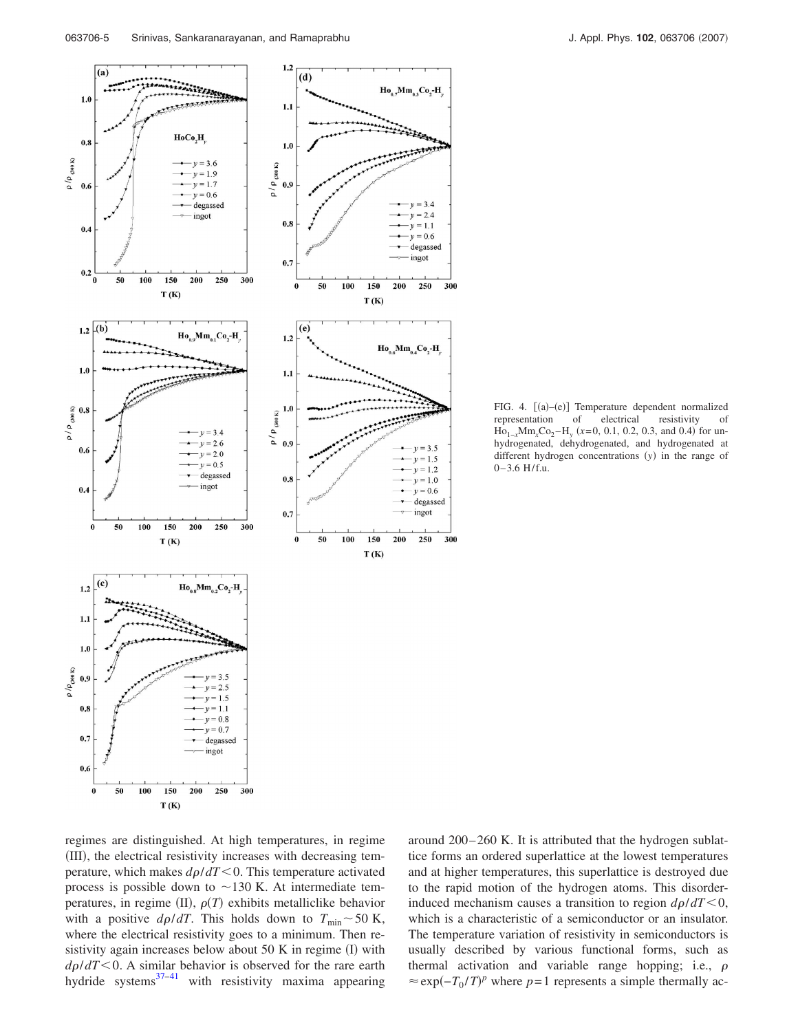FIG. 4. [(a)–(e)] Temperature dependent normalized representation of electrical resistivity of $Ho_{1-x}Mm_xCo_2-H_y$ ($x$=0, 0.1, 0.2, 0.3, and 0.4) for unhydrogenated, dehydrogenated, and hydrogenated at different hydrogen concentrations ($y$) in the range of 0–3.6 H/f.u.

regimes are distinguished. At high temperatures, in regime (III), the electrical resistivity increases with decreasing temperature, which makes $d\rho/dT<0$. This temperature activated process is possible down to ~130 K. At intermediate temperatures, in regime (II), $\rho(T)$ exhibits metalliclike behavior with a positive $d\rho/dT$. This holds down to $T_{min}\sim 50$ K, where the electrical resistivity goes to a minimum. Then resistivity again increases below about 50 K in regime (I) with $d\rho/dT<0$. A similar behavior is observed for the rare earth hydride systems[37–41] with resistivity maxima appearing around 200–260 K. It is attributed that the hydrogen sublattice forms an ordered superlattice at the lowest temperatures and at higher temperatures, this superlattice is destroyed due to the rapid motion of the hydrogen atoms. This disorder-induced mechanism causes a transition to region $d\rho/dT<0$, which is a characteristic of a semiconductor or an insulator. The temperature variation of resistivity in semiconductors is usually described by various functional forms, such as thermal activation and variable range hopping; i.e., $\rho\approx\exp(-T_0/T)^p$ where $p=1$ represents a simple thermally ac-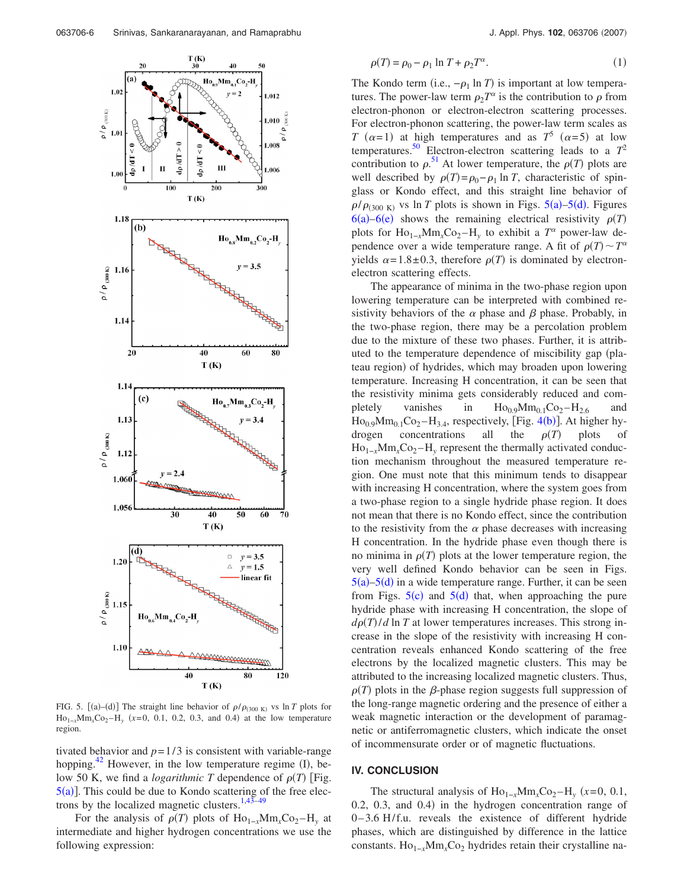FIG. 5. [(a)–(d)] The straight line behavior of $\rho/\rho_{(300\ \mathrm{K})}$ vs $\ln T$ plots for $Ho_{1-x}Mm_xCo_2-H_y$ ($x$=0, 0.1, 0.2, 0.3, and 0.4) at the low temperature region.

tivated behavior and $p=1/3$ is consistent with variable-range hopping.[42] However, in the low temperature regime (I), below 50 K, we find a *logarithmic* $T$ dependence of $\rho(T)$ [Fig. 5(a)]. This could be due to Kondo scattering of the free electrons by the localized magnetic clusters.[1,43–49]

For the analysis of $\rho(T)$ plots of $Ho_{1-x}Mm_xCo_2-H_y$ at intermediate and higher hydrogen concentrations we use the following expression:

$$\rho(T) = \rho_0 - \rho_1 \ln T + \rho_2 T^{\alpha}. \tag{1}$$

The Kondo term (i.e., $-\rho_1 \ln T$) is important at low temperatures. The power-law term $\rho_2 T^{\alpha}$ is the contribution to $\rho$ from electron-phonon or electron-electron scattering processes. For electron-phonon scattering, the power-law term scales as $T$ ($\alpha$=1) at high temperatures and as $T^5$ ($\alpha$=5) at low temperatures.[50] Electron-electron scattering leads to a $T^2$ contribution to $\rho$.[51] At lower temperature, the $\rho(T)$ plots are well described by $\rho(T)=\rho_0-\rho_1 \ln T$, characteristic of spin-glass or Kondo effect, and this straight line behavior of $\rho/\rho_{(300\ \mathrm{K})}$ vs $\ln T$ plots is shown in Figs. 5(a)–5(d). Figures 6(a)–6(e) shows the remaining electrical resistivity $\rho(T)$ plots for $Ho_{1-x}Mm_xCo_2-H_y$ to exhibit a $T^{\alpha}$ power-law dependence over a wide temperature range. A fit of $\rho(T)\sim T^{\alpha}$ yields $\alpha=1.8\pm0.3$, therefore $\rho(T)$ is dominated by electron-electron scattering effects.

The appearance of minima in the two-phase region upon lowering temperature can be interpreted with combined resistivity behaviors of the $\alpha$ phase and $\beta$ phase. Probably, in the two-phase region, there may be a percolation problem due to the mixture of these two phases. Further, it is attributed to the temperature dependence of miscibility gap (plateau region) of hydrides, which may broaden upon lowering temperature. Increasing H concentration, it can be seen that the resistivity minima gets considerably reduced and completely vanishes in $Ho_{0.9}Mm_{0.1}Co_2-H_{2.6}$ and $Ho_{0.9}Mm_{0.1}Co_2-H_{3.4}$, respectively, [Fig. 4(b)]. At higher hydrogen concentrations all the $\rho(T)$ plots of $Ho_{1-x}Mm_xCo_2-H_y$ represent the thermally activated conduction mechanism throughout the measured temperature region. One must note that this minimum tends to disappear with increasing H concentration, where the system goes from a two-phase region to a single hydride phase region. It does not mean that there is no Kondo effect, since the contribution to the resistivity from the $\alpha$ phase decreases with increasing H concentration. In the hydride phase even though there is no minima in $\rho(T)$ plots at the lower temperature region, the very well defined Kondo behavior can be seen in Figs. 5(a)–5(d) in a wide temperature range. Further, it can be seen from Figs. 5(c) and 5(d) that, when approaching the pure hydride phase with increasing H concentration, the slope of $d\rho(T)/d \ln T$ at lower temperatures increases. This strong increase in the slope of the resistivity with increasing H concentration reveals enhanced Kondo scattering of the free electrons by the localized magnetic clusters. This may be attributed to the increasing localized magnetic clusters. Thus, $\rho(T)$ plots in the $\beta$-phase region suggests full suppression of the long-range magnetic ordering and the presence of either a weak magnetic interaction or the development of paramagnetic or antiferromagnetic clusters, which indicate the onset of incommensurate order or of magnetic fluctuations.

## IV. CONCLUSION

The structural analysis of $Ho_{1-x}Mm_xCo_2-H_y$ ($x$=0, 0.1, 0.2, 0.3, and 0.4) in the hydrogen concentration range of 0–3.6 H/f.u. reveals the existence of different hydride phases, which are distinguished by difference in the lattice constants. $Ho_{1-x}Mm_xCo_2$ hydrides retain their crystalline na-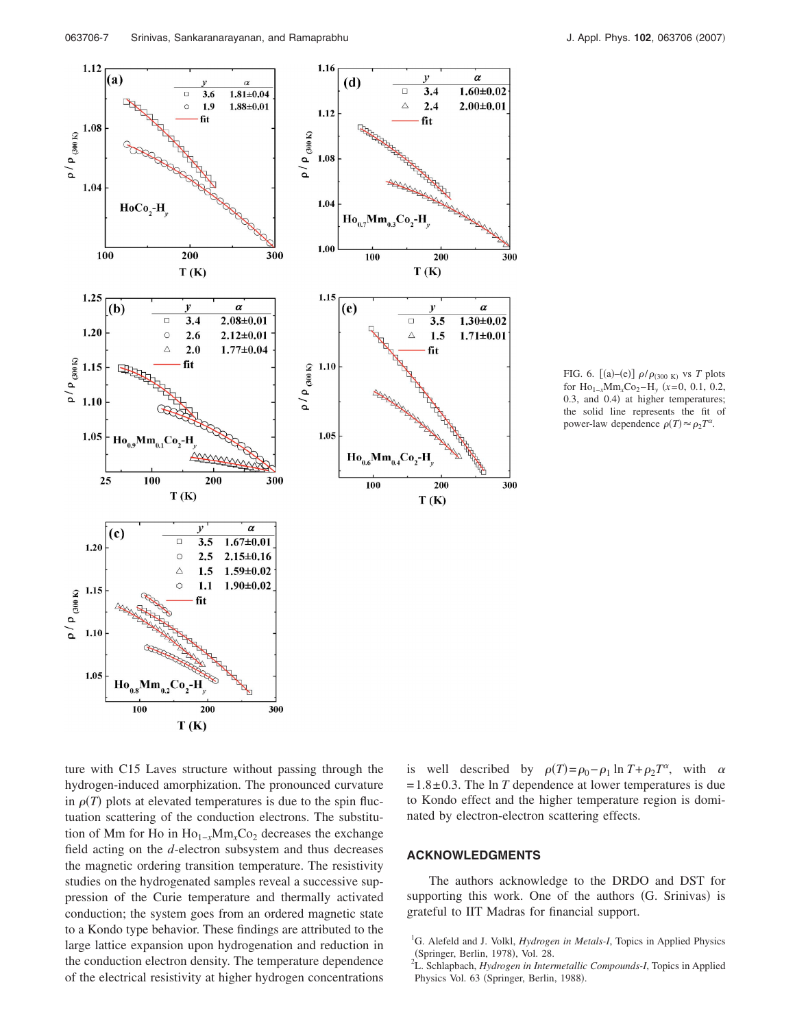FIG. 6. [(a)–(e)] $\rho/\rho_{(300\text{ K})}$ vs $T$ plots for $Ho_{1-x}Mm_xCo_2-H_y$ ($x$=0, 0.1, 0.2, 0.3, and 0.4) at higher temperatures; the solid line represents the fit of power-law dependence $\rho(T) \approx \rho_2 T^{\alpha}$.

ture with C15 Laves structure without passing through the hydrogen-induced amorphization. The pronounced curvature in $\rho(T)$ plots at elevated temperatures is due to the spin fluctuation scattering of the conduction electrons. The substitution of Mm for Ho in $Ho_{1-x}Mm_xCo_2$ decreases the exchange field acting on the $d$-electron subsystem and thus decreases the magnetic ordering transition temperature. The resistivity studies on the hydrogenated samples reveal a successive suppression of the Curie temperature and thermally activated conduction; the system goes from an ordered magnetic state to a Kondo type behavior. These findings are attributed to the large lattice expansion upon hydrogenation and reduction in the conduction electron density. The temperature dependence of the electrical resistivity at higher hydrogen concentrations is well described by $\rho(T) = \rho_0 - \rho_1 \ln T + \rho_2 T^{\alpha}$, with $\alpha = 1.8 \pm 0.3$. The ln $T$ dependence at lower temperatures is due to Kondo effect and the higher temperature region is dominated by electron-electron scattering effects.

## ACKNOWLEDGMENTS

The authors acknowledge to the DRDO and DST for supporting this work. One of the authors (G. Srinivas) is grateful to IIT Madras for financial support.

[1] G. Alefeld and J. Volkl, *Hydrogen in Metals-I*, Topics in Applied Physics (Springer, Berlin, 1978), Vol. 28.

[2] L. Schlapbach, *Hydrogen in Intermetallic Compounds-I*, Topics in Applied Physics Vol. 63 (Springer, Berlin, 1988).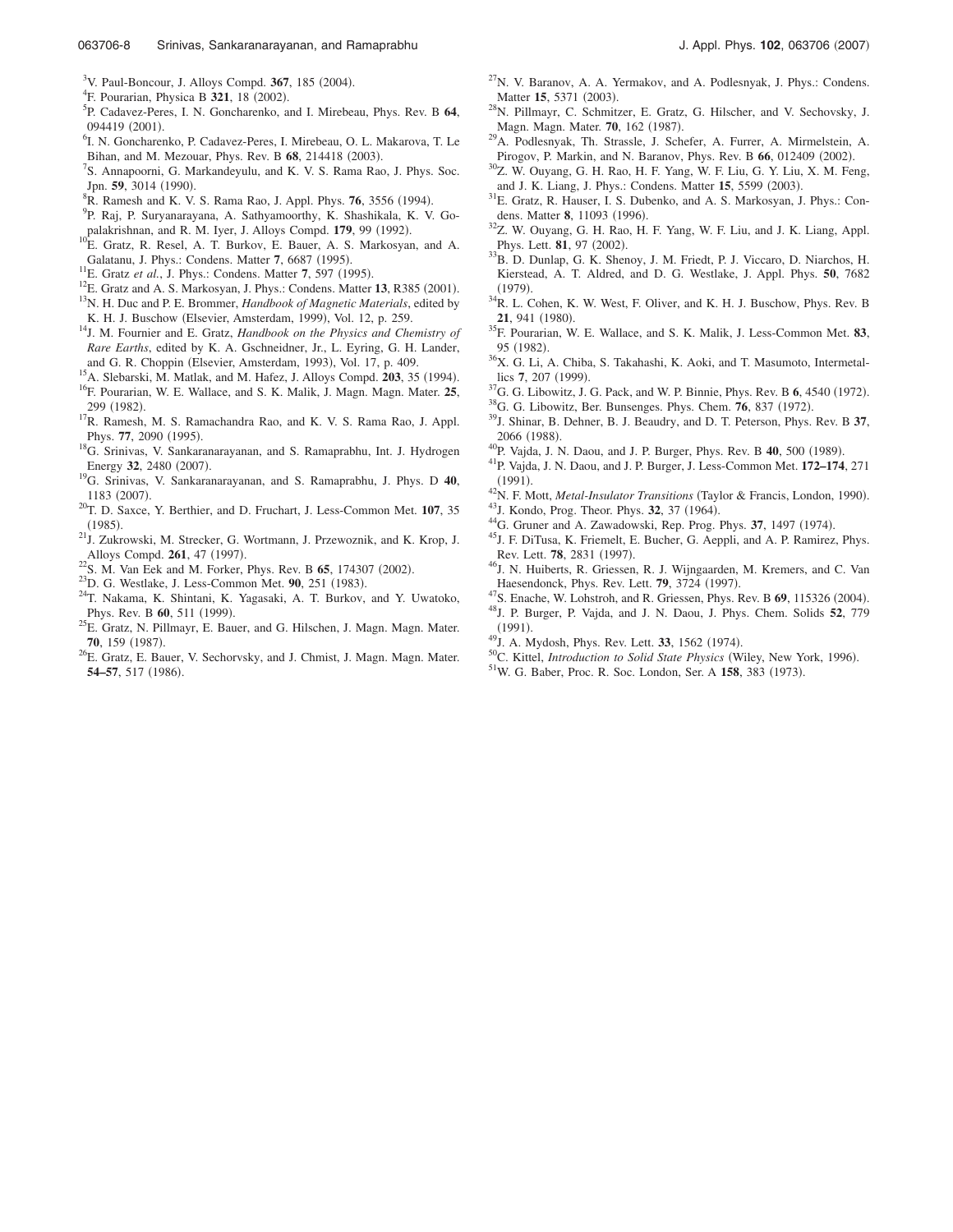[3] V. Paul-Boncour, J. Alloys Compd. **367**, 185 (2004).

[4] F. Pourarian, Physica B **321**, 18 (2002).

[5] P. Cadavez-Peres, I. N. Goncharenko, and I. Mirebeau, Phys. Rev. B **64**, 094419 (2001).

[6] I. N. Goncharenko, P. Cadavez-Peres, I. Mirebeau, O. L. Makarova, T. Le Bihan, and M. Mezouar, Phys. Rev. B **68**, 214418 (2003).

[7] S. Annapoorni, G. Markandeyulu, and K. V. S. Rama Rao, J. Phys. Soc. Jpn. **59**, 3014 (1990).

[8] R. Ramesh and K. V. S. Rama Rao, J. Appl. Phys. **76**, 3556 (1994).

[9] P. Raj, P. Suryanarayana, A. Sathyamoorthy, K. Shashikala, K. V. Gopalakrishnan, and R. M. Iyer, J. Alloys Compd. **179**, 99 (1992).

[10] E. Gratz, R. Resel, A. T. Burkov, E. Bauer, A. S. Markosyan, and A. Galatanu, J. Phys.: Condens. Matter **7**, 6687 (1995).

[11] E. Gratz *et al.*, J. Phys.: Condens. Matter **7**, 597 (1995).

[12] E. Gratz and A. S. Markosyan, J. Phys.: Condens. Matter **13**, R385 (2001).

[13] N. H. Duc and P. E. Brommer, *Handbook of Magnetic Materials*, edited by K. H. J. Buschow (Elsevier, Amsterdam, 1999), Vol. 12, p. 259.

[14] J. M. Fournier and E. Gratz, *Handbook on the Physics and Chemistry of Rare Earths*, edited by K. A. Gschneidner, Jr., L. Eyring, G. H. Lander, and G. R. Choppin (Elsevier, Amsterdam, 1993), Vol. 17, p. 409.

[15] A. Slebarski, M. Matlak, and M. Hafez, J. Alloys Compd. **203**, 35 (1994).

[16] F. Pourarian, W. E. Wallace, and S. K. Malik, J. Magn. Magn. Mater. **25**, 299 (1982).

[17] R. Ramesh, M. S. Ramachandra Rao, and K. V. S. Rama Rao, J. Appl. Phys. **77**, 2090 (1995).

[18] G. Srinivas, V. Sankaranarayanan, and S. Ramaprabhu, Int. J. Hydrogen Energy **32**, 2480 (2007).

[19] G. Srinivas, V. Sankaranarayanan, and S. Ramaprabhu, J. Phys. D **40**, 1183 (2007).

[20] T. D. Saxce, Y. Berthier, and D. Fruchart, J. Less-Common Met. **107**, 35 (1985).

[21] J. Zukrowski, M. Strecker, G. Wortmann, J. Przewoznik, and K. Krop, J. Alloys Compd. **261**, 47 (1997).

[22] S. M. Van Eek and M. Forker, Phys. Rev. B **65**, 174307 (2002).

[23] D. G. Westlake, J. Less-Common Met. **90**, 251 (1983).

[24] T. Nakama, K. Shintani, K. Yagasaki, A. T. Burkov, and Y. Uwatoko, Phys. Rev. B **60**, 511 (1999).

[25] E. Gratz, N. Pillmayr, E. Bauer, and G. Hilschen, J. Magn. Magn. Mater. **70**, 159 (1987).

[26] E. Gratz, E. Bauer, V. Sechorvsky, and J. Chmist, J. Magn. Magn. Mater. **54–57**, 517 (1986).

[27] N. V. Baranov, A. A. Yermakov, and A. Podlesnyak, J. Phys.: Condens. Matter **15**, 5371 (2003).

[28] N. Pillmayr, C. Schmitzer, E. Gratz, G. Hilscher, and V. Sechovsky, J. Magn. Magn. Mater. **70**, 162 (1987).

[29] A. Podlesnyak, Th. Strassle, J. Schefer, A. Furrer, A. Mirmelstein, A. Pirogov, P. Markin, and N. Baranov, Phys. Rev. B **66**, 012409 (2002).

[30] Z. W. Ouyang, G. H. Rao, H. F. Yang, W. F. Liu, G. Y. Liu, X. M. Feng, and J. K. Liang, J. Phys.: Condens. Matter **15**, 5599 (2003).

[31] E. Gratz, R. Hauser, I. S. Dubenko, and A. S. Markosyan, J. Phys.: Condens. Matter **8**, 11093 (1996).

[32] Z. W. Ouyang, G. H. Rao, H. F. Yang, W. F. Liu, and J. K. Liang, Appl. Phys. Lett. **81**, 97 (2002).

[33] B. D. Dunlap, G. K. Shenoy, J. M. Friedt, P. J. Viccaro, D. Niarchos, H. Kierstead, A. T. Aldred, and D. G. Westlake, J. Appl. Phys. **50**, 7682 (1979).

[34] R. L. Cohen, K. W. West, F. Oliver, and K. H. J. Buschow, Phys. Rev. B **21**, 941 (1980).

[35] F. Pourarian, W. E. Wallace, and S. K. Malik, J. Less-Common Met. **83**, 95 (1982).

[36] X. G. Li, A. Chiba, S. Takahashi, K. Aoki, and T. Masumoto, Intermetallics **7**, 207 (1999).

[37] G. G. Libowitz, J. G. Pack, and W. P. Binnie, Phys. Rev. B **6**, 4540 (1972).

[38] G. G. Libowitz, Ber. Bunsenges. Phys. Chem. **76**, 837 (1972).

[39] J. Shinar, B. Dehner, B. J. Beaudry, and D. T. Peterson, Phys. Rev. B **37**, 2066 (1988).

[40] P. Vajda, J. N. Daou, and J. P. Burger, Phys. Rev. B **40**, 500 (1989).

[41] P. Vajda, J. N. Daou, and J. P. Burger, J. Less-Common Met. **172–174**, 271 (1991).

[42] N. F. Mott, *Metal-Insulator Transitions* (Taylor & Francis, London, 1990).

[43] J. Kondo, Prog. Theor. Phys. **32**, 37 (1964).

[44] G. Gruner and A. Zawadowski, Rep. Prog. Phys. **37**, 1497 (1974).

[45] J. F. DiTusa, K. Friemelt, E. Bucher, G. Aeppli, and A. P. Ramirez, Phys. Rev. Lett. **78**, 2831 (1997).

[46] J. N. Huiberts, R. Griessen, R. J. Wijngaarden, M. Kremers, and C. Van Haesendonck, Phys. Rev. Lett. **79**, 3724 (1997).

[47] S. Enache, W. Lohstroh, and R. Griessen, Phys. Rev. B **69**, 115326 (2004).

[48] J. P. Burger, P. Vajda, and J. N. Daou, J. Phys. Chem. Solids **52**, 779 (1991).

[49] J. A. Mydosh, Phys. Rev. Lett. **33**, 1562 (1974).

[50] C. Kittel, *Introduction to Solid State Physics* (Wiley, New York, 1996).

[51] W. G. Baber, Proc. R. Soc. London, Ser. A **158**, 383 (1973).